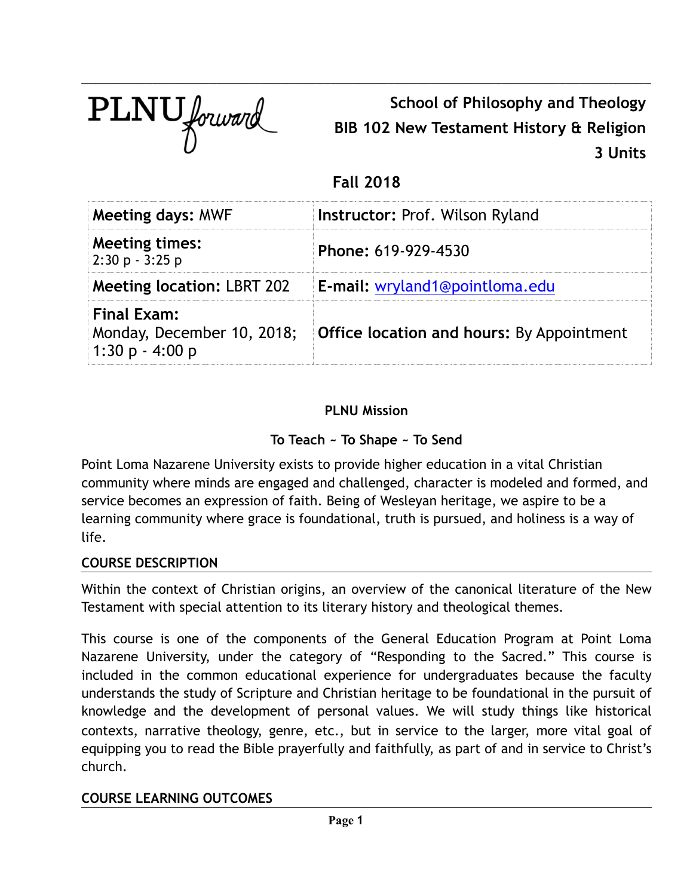PLNU forward

**School of Philosophy and Theology**
**BIB 102 New Testament History & Religion**
**3 Units**

**Fall 2018**

| | |
|---|---|
| **Meeting days:** MWF | **Instructor:** Prof. Wilson Ryland |
| **Meeting times:** 2:30 p - 3:25 p | **Phone:** 619-929-4530 |
| **Meeting location:** LBRT 202 | **E-mail:** [wryland1@pointloma.edu](mailto:wryland1@pointloma.edu) |
| **Final Exam:** Monday, December 10, 2018; 1:30 p - 4:00 p | **Office location and hours:** By Appointment |

**PLNU Mission**

**To Teach ~ To Shape ~ To Send**

Point Loma Nazarene University exists to provide higher education in a vital Christian community where minds are engaged and challenged, character is modeled and formed, and service becomes an expression of faith. Being of Wesleyan heritage, we aspire to be a learning community where grace is foundational, truth is pursued, and holiness is a way of life.

## COURSE DESCRIPTION

Within the context of Christian origins, an overview of the canonical literature of the New Testament with special attention to its literary history and theological themes.

This course is one of the components of the General Education Program at Point Loma Nazarene University, under the category of "Responding to the Sacred." This course is included in the common educational experience for undergraduates because the faculty understands the study of Scripture and Christian heritage to be foundational in the pursuit of knowledge and the development of personal values. We will study things like historical contexts, narrative theology, genre, etc., but in service to the larger, more vital goal of equipping you to read the Bible prayerfully and faithfully, as part of and in service to Christ's church.

## COURSE LEARNING OUTCOMES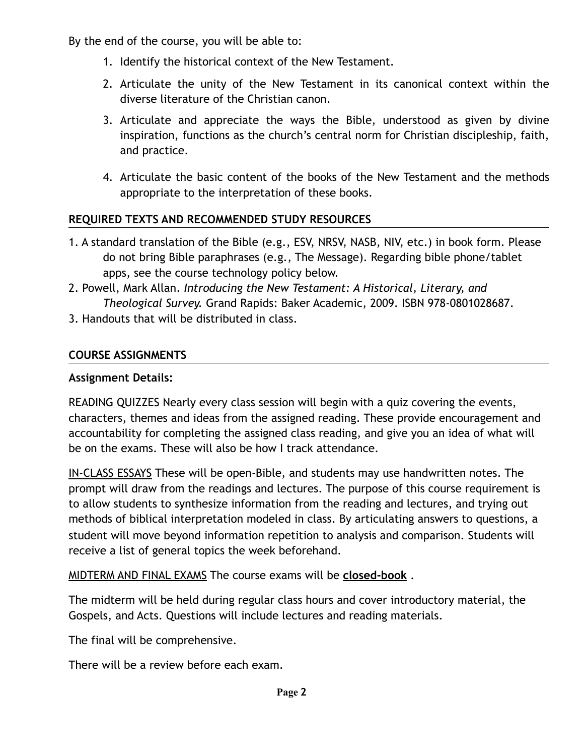By the end of the course, you will be able to:

1. Identify the historical context of the New Testament.
2. Articulate the unity of the New Testament in its canonical context within the diverse literature of the Christian canon.
3. Articulate and appreciate the ways the Bible, understood as given by divine inspiration, functions as the church's central norm for Christian discipleship, faith, and practice.
4. Articulate the basic content of the books of the New Testament and the methods appropriate to the interpretation of these books.

## REQUIRED TEXTS AND RECOMMENDED STUDY RESOURCES

1. A standard translation of the Bible (e.g., ESV, NRSV, NASB, NIV, etc.) in book form. Please do not bring Bible paraphrases (e.g., The Message). Regarding bible phone/tablet apps, see the course technology policy below.
2. Powell, Mark Allan. *Introducing the New Testament: A Historical, Literary, and Theological Survey.* Grand Rapids: Baker Academic, 2009. ISBN 978-0801028687.
3. Handouts that will be distributed in class.

## COURSE ASSIGNMENTS

### Assignment Details:

READING QUIZZES Nearly every class session will begin with a quiz covering the events, characters, themes and ideas from the assigned reading. These provide encouragement and accountability for completing the assigned class reading, and give you an idea of what will be on the exams. These will also be how I track attendance.

IN-CLASS ESSAYS These will be open-Bible, and students may use handwritten notes. The prompt will draw from the readings and lectures. The purpose of this course requirement is to allow students to synthesize information from the reading and lectures, and trying out methods of biblical interpretation modeled in class. By articulating answers to questions, a student will move beyond information repetition to analysis and comparison. Students will receive a list of general topics the week beforehand.

MIDTERM AND FINAL EXAMS The course exams will be **closed-book** .

The midterm will be held during regular class hours and cover introductory material, the Gospels, and Acts. Questions will include lectures and reading materials.

The final will be comprehensive.

There will be a review before each exam.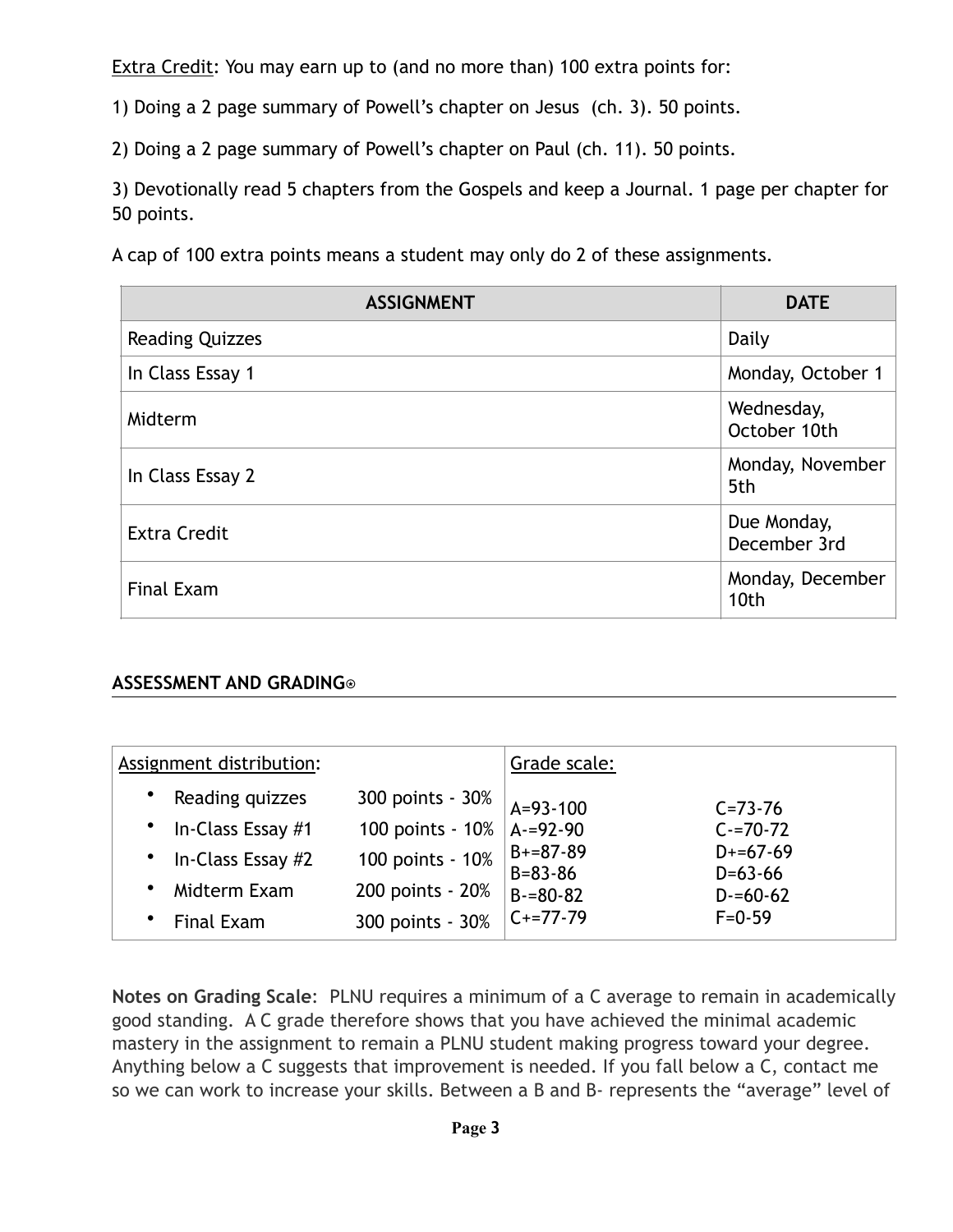<u>Extra Credit</u>: You may earn up to (and no more than) 100 extra points for:

1) Doing a 2 page summary of Powell's chapter on Jesus (ch. 3). 50 points.

2) Doing a 2 page summary of Powell's chapter on Paul (ch. 11). 50 points.

3) Devotionally read 5 chapters from the Gospels and keep a Journal. 1 page per chapter for 50 points.

A cap of 100 extra points means a student may only do 2 of these assignments.

| ASSIGNMENT | DATE |
|---|---|
| Reading Quizzes | Daily |
| In Class Essay 1 | Monday, October 1 |
| Midterm | Wednesday, October 10th |
| In Class Essay 2 | Monday, November 5th |
| Extra Credit | Due Monday, December 3rd |
| Final Exam | Monday, December 10th |

## ASSESSMENT AND GRADING⊛

| Assignment distribution: | | Grade scale: | |
|---|---|---|---|
| • Reading quizzes | 300 points - 30% | A=93-100 | C=73-76 |
| • In-Class Essay #1 | 100 points - 10% | A-=92-90 | C-=70-72 |
| • In-Class Essay #2 | 100 points - 10% | B+=87-89 | D+=67-69 |
| • Midterm Exam | 200 points - 20% | B=83-86 | D=63-66 |
| • Final Exam | 300 points - 30% | B-=80-82 | D-=60-62 |
| | | C+=77-79 | F=0-59 |

**Notes on Grading Scale**: PLNU requires a minimum of a C average to remain in academically good standing. A C grade therefore shows that you have achieved the minimal academic mastery in the assignment to remain a PLNU student making progress toward your degree. Anything below a C suggests that improvement is needed. If you fall below a C, contact me so we can work to increase your skills. Between a B and B- represents the "average" level of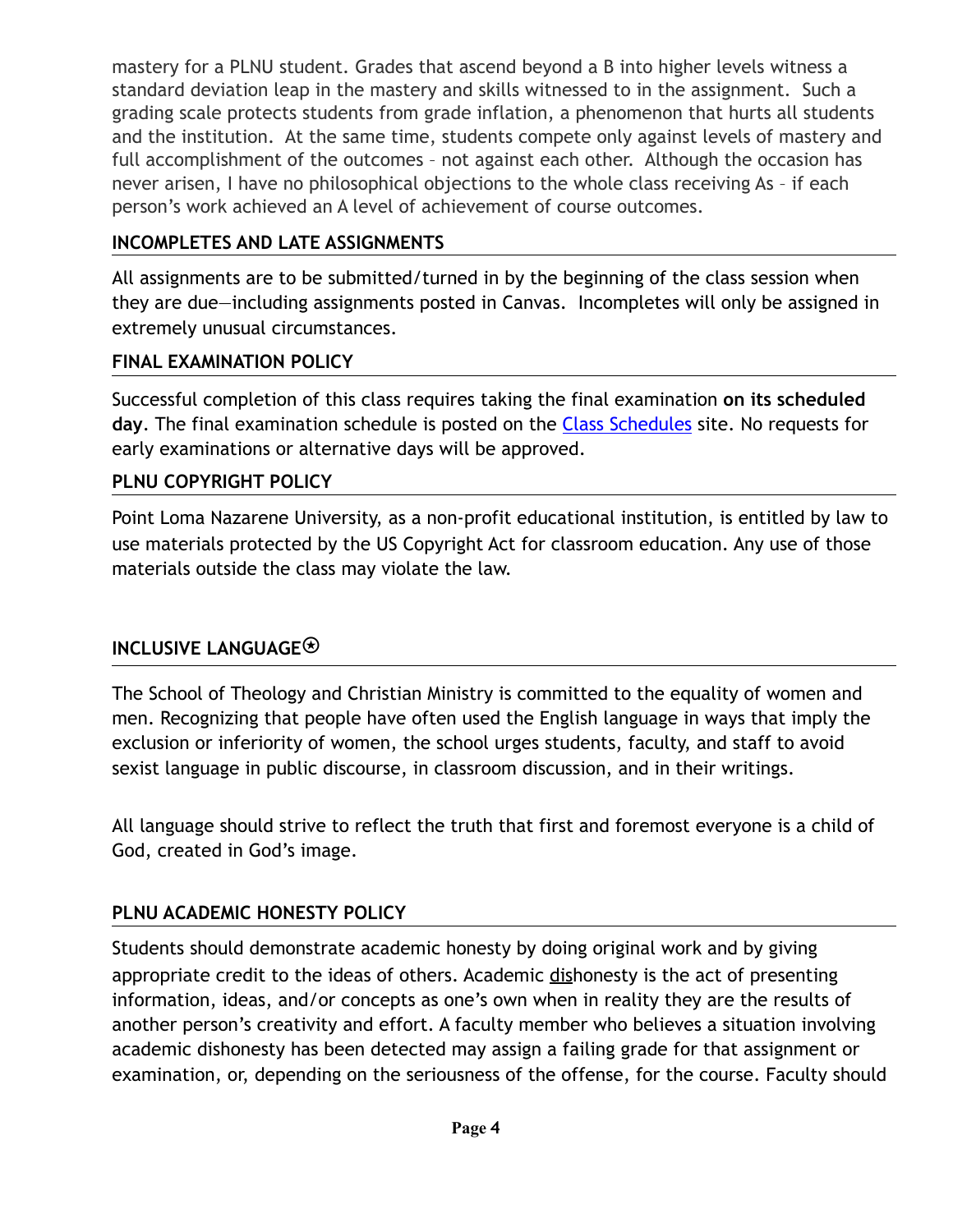mastery for a PLNU student. Grades that ascend beyond a B into higher levels witness a standard deviation leap in the mastery and skills witnessed to in the assignment. Such a grading scale protects students from grade inflation, a phenomenon that hurts all students and the institution. At the same time, students compete only against levels of mastery and full accomplishment of the outcomes – not against each other. Although the occasion has never arisen, I have no philosophical objections to the whole class receiving As – if each person's work achieved an A level of achievement of course outcomes.

## INCOMPLETES AND LATE ASSIGNMENTS

All assignments are to be submitted/turned in by the beginning of the class session when they are due—including assignments posted in Canvas. Incompletes will only be assigned in extremely unusual circumstances.

## FINAL EXAMINATION POLICY

Successful completion of this class requires taking the final examination **on its scheduled day**. The final examination schedule is posted on the [Class Schedules]() site. No requests for early examinations or alternative days will be approved.

## PLNU COPYRIGHT POLICY

Point Loma Nazarene University, as a non-profit educational institution, is entitled by law to use materials protected by the US Copyright Act for classroom education. Any use of those materials outside the class may violate the law.

## INCLUSIVE LANGUAGE⍟

The School of Theology and Christian Ministry is committed to the equality of women and men. Recognizing that people have often used the English language in ways that imply the exclusion or inferiority of women, the school urges students, faculty, and staff to avoid sexist language in public discourse, in classroom discussion, and in their writings.

All language should strive to reflect the truth that first and foremost everyone is a child of God, created in God's image.

## PLNU ACADEMIC HONESTY POLICY

Students should demonstrate academic honesty by doing original work and by giving appropriate credit to the ideas of others. Academic <u>dis</u>honesty is the act of presenting information, ideas, and/or concepts as one's own when in reality they are the results of another person's creativity and effort. A faculty member who believes a situation involving academic dishonesty has been detected may assign a failing grade for that assignment or examination, or, depending on the seriousness of the offense, for the course. Faculty should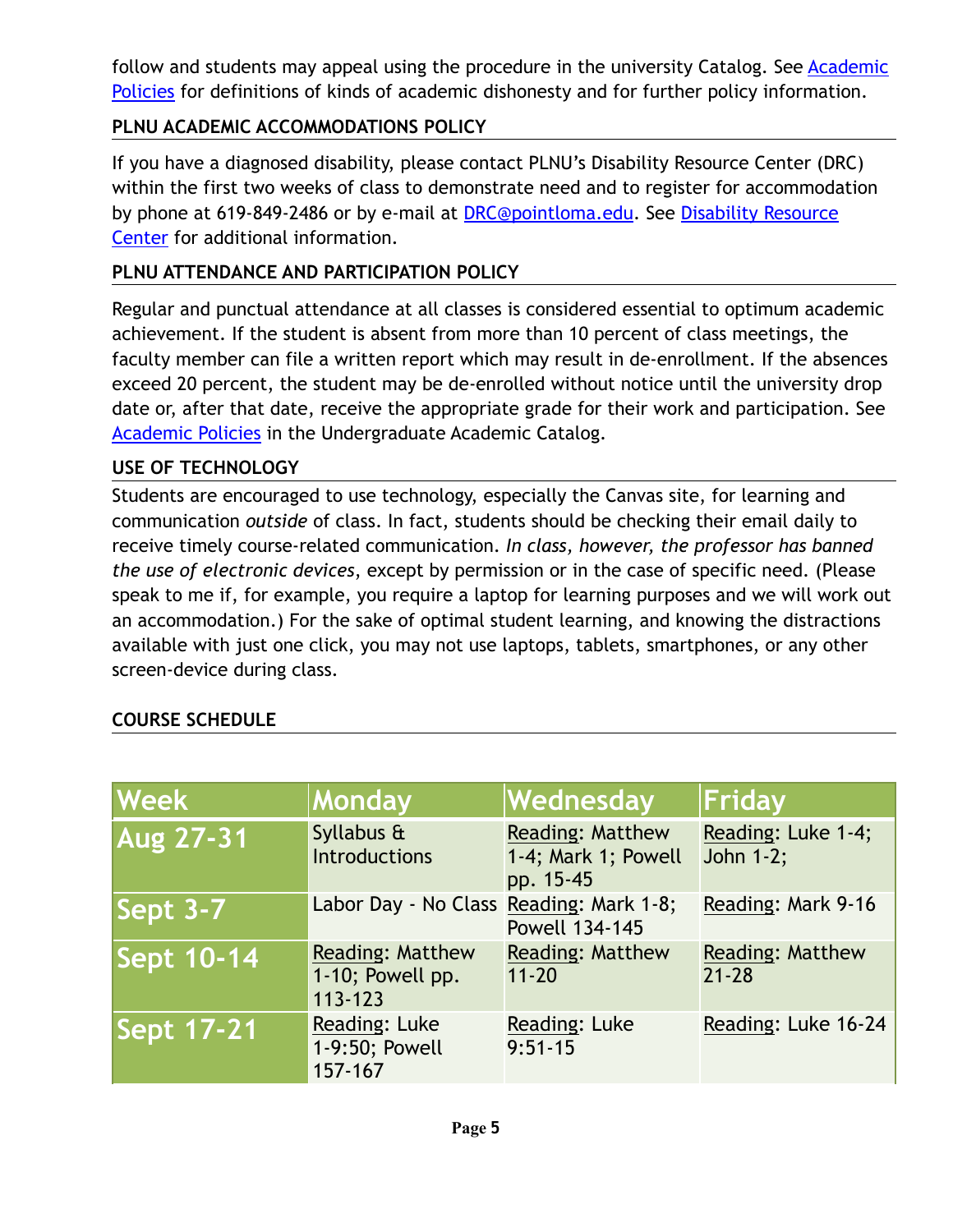follow and students may appeal using the procedure in the university Catalog. See Academic Policies for definitions of kinds of academic dishonesty and for further policy information.

### PLNU ACADEMIC ACCOMMODATIONS POLICY

If you have a diagnosed disability, please contact PLNU's Disability Resource Center (DRC) within the first two weeks of class to demonstrate need and to register for accommodation by phone at 619-849-2486 or by e-mail at DRC@pointloma.edu. See Disability Resource Center for additional information.

### PLNU ATTENDANCE AND PARTICIPATION POLICY

Regular and punctual attendance at all classes is considered essential to optimum academic achievement. If the student is absent from more than 10 percent of class meetings, the faculty member can file a written report which may result in de-enrollment. If the absences exceed 20 percent, the student may be de-enrolled without notice until the university drop date or, after that date, receive the appropriate grade for their work and participation. See Academic Policies in the Undergraduate Academic Catalog.

### USE OF TECHNOLOGY

Students are encouraged to use technology, especially the Canvas site, for learning and communication *outside* of class. In fact, students should be checking their email daily to receive timely course-related communication. *In class, however, the professor has banned the use of electronic devices*, except by permission or in the case of specific need. (Please speak to me if, for example, you require a laptop for learning purposes and we will work out an accommodation.) For the sake of optimal student learning, and knowing the distractions available with just one click, you may not use laptops, tablets, smartphones, or any other screen-device during class.

### COURSE SCHEDULE

| Week | Monday | Wednesday | Friday |
|---|---|---|---|
| Aug 27-31 | Syllabus & Introductions | Reading: Matthew 1-4; Mark 1; Powell pp. 15-45 | Reading: Luke 1-4; John 1-2; |
| Sept 3-7 | Labor Day - No Class | Reading: Mark 1-8; Powell 134-145 | Reading: Mark 9-16 |
| Sept 10-14 | Reading: Matthew 1-10; Powell pp. 113-123 | Reading: Matthew 11-20 | Reading: Matthew 21-28 |
| Sept 17-21 | Reading: Luke 1-9:50; Powell 157-167 | Reading: Luke 9:51-15 | Reading: Luke 16-24 |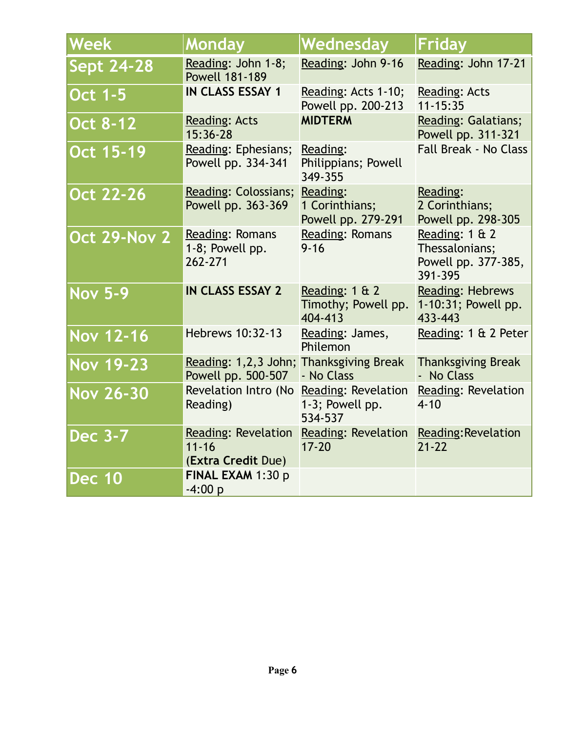| Week | Monday | Wednesday | Friday |
|---|---|---|---|
| Sept 24-28 | Reading: John 1-8; Powell 181-189 | Reading: John 9-16 | Reading: John 17-21 |
| Oct 1-5 | **IN CLASS ESSAY 1** | Reading: Acts 1-10; Powell pp. 200-213 | Reading: Acts 11-15:35 |
| Oct 8-12 | Reading: Acts 15:36-28 | **MIDTERM** | Reading: Galatians; Powell pp. 311-321 |
| Oct 15-19 | Reading: Ephesians; Powell pp. 334-341 | Reading: Philippians; Powell 349-355 | Fall Break - No Class |
| Oct 22-26 | Reading: Colossians; Powell pp. 363-369 | Reading: 1 Corinthians; Powell pp. 279-291 | Reading: 2 Corinthians; Powell pp. 298-305 |
| Oct 29-Nov 2 | Reading: Romans 1-8; Powell pp. 262-271 | Reading: Romans 9-16 | Reading: 1 & 2 Thessalonians; Powell pp. 377-385, 391-395 |
| Nov 5-9 | **IN CLASS ESSAY 2** | Reading: 1 & 2 Timothy; Powell pp. 404-413 | Reading: Hebrews 1-10:31; Powell pp. 433-443 |
| Nov 12-16 | Hebrews 10:32-13 | Reading: James, Philemon | Reading: 1 & 2 Peter |
| Nov 19-23 | Reading: 1,2,3 John; Powell pp. 500-507 | Thanksgiving Break - No Class | Thanksgiving Break - No Class |
| Nov 26-30 | Revelation Intro (No Reading) | Reading: Revelation 1-3; Powell pp. 534-537 | Reading: Revelation 4-10 |
| Dec 3-7 | Reading: Revelation 11-16 (**Extra Credit** Due) | Reading: Revelation 17-20 | Reading: Revelation 21-22 |
| Dec 10 | **FINAL EXAM** 1:30 p -4:00 p | | |